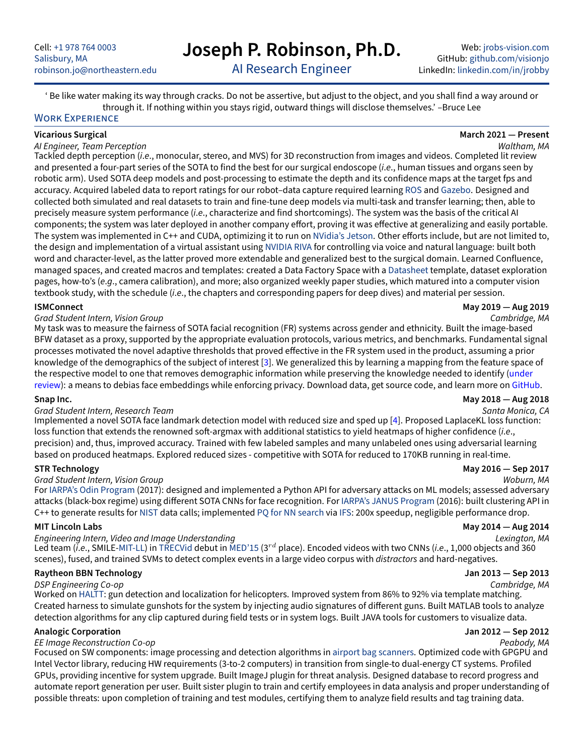Cell: +1 978 764 0003
Salisbury, MA
robinson.jo@northeastern.edu

# Joseph P. Robinson, Ph.D.

AI Research Engineer

Web: jrobs-vision.com
GitHub: github.com/visionjo
LinkedIn: linkedin.com/in/jrobby

‘ Be like water making its way through cracks. Do not be assertive, but adjust to the object, and you shall find a way around or through it. If nothing within you stays rigid, outward things will disclose themselves.’ –Bruce Lee

## Work Experience

**Vicarious Surgical** — **March 2021 — Present**
*AI Engineer, Team Perception* — *Waltham, MA*
Tackled depth perception (*i.e.*, monocular, stereo, and MVS) for 3D reconstruction from images and videos. Completed lit review and presented a four-part series of the SOTA to find the best for our surgical endoscope (*i.e.*, human tissues and organs seen by robotic arm). Used SOTA deep models and post-processing to estimate the depth and its confidence maps at the target fps and accuracy. Acquired labeled data to report ratings for our robot–data capture required learning ROS and Gazebo. Designed and collected both simulated and real datasets to train and fine-tune deep models via multi-task and transfer learning; then, able to precisely measure system performance (*i.e.*, characterize and find shortcomings). The system was the basis of the critical AI components; the system was later deployed in another company effort, proving it was effective at generalizing and easily portable. The system was implemented in C++ and CUDA, optimizing it to run on NVidia’s Jetson. Other efforts include, but are not limited to, the design and implementation of a virtual assistant using NVIDIA RIVA for controlling via voice and natural language: built both word and character-level, as the latter proved more extendable and generalized best to the surgical domain. Learned Confluence, managed spaces, and created macros and templates: created a Data Factory Space with a Datasheet template, dataset exploration pages, how-to’s (*e.g.*, camera calibration), and more; also organized weekly paper studies, which matured into a computer vision textbook study, with the schedule (*i.e.*, the chapters and corresponding papers for deep dives) and material per session.

**ISMConnect** — **May 2019 — Aug 2019**
*Grad Student Intern, Vision Group* — *Cambridge, MA*
My task was to measure the fairness of SOTA facial recognition (FR) systems across gender and ethnicity. Built the image-based BFW dataset as a proxy, supported by the appropriate evaluation protocols, various metrics, and benchmarks. Fundamental signal processes motivated the novel adaptive thresholds that proved effective in the FR system used in the product, assuming a prior knowledge of the demographics of the subject of interest [3]. We generalized this by learning a mapping from the feature space of the respective model to one that removes demographic information while preserving the knowledge needed to identify (under review): a means to debias face embeddings while enforcing privacy. Download data, get source code, and learn more on GitHub.

**Snap Inc.** — **May 2018 — Aug 2018**
*Grad Student Intern, Research Team* — *Santa Monica, CA*
Implemented a novel SOTA face landmark detection model with reduced size and sped up [4]. Proposed LaplaceKL loss function: loss function that extends the renowned soft-argmax with additional statistics to yield heatmaps of higher confidence (*i.e.*, precision) and, thus, improved accuracy. Trained with few labeled samples and many unlabeled ones using adversarial learning based on produced heatmaps. Explored reduced sizes - competitive with SOTA for reduced to 170KB running in real-time.

**STR Technology** — **May 2016 — Sep 2017**
*Grad Student Intern, Vision Group* — *Woburn, MA*
For IARPA’s Odin Program (2017): designed and implemented a Python API for adversary attacks on ML models; assessed adversary attacks (black-box regime) using different SOTA CNNs for face recognition. For IARPA’s JANUS Program (2016): built clustering API in C++ to generate results for NIST data calls; implemented PQ for NN search via IFS: 200x speedup, negligible performance drop.

**MIT Lincoln Labs** — **May 2014 — Aug 2014**
*Engineering Intern, Video and Image Understanding* — *Lexington, MA*
Led team (*i.e.*, SMILE-MIT-LL) in TRECVid debut in MED’15 ($3^{rd}$ place). Encoded videos with two CNNs (*i.e.*, 1,000 objects and 360 scenes), fused, and trained SVMs to detect complex events in a large video corpus with *distractors* and hard-negatives.

**Raytheon BBN Technology** — **Jan 2013 — Sep 2013**
*DSP Engineering Co-op* — *Cambridge, MA*
Worked on HALTT: gun detection and localization for helicopters. Improved system from 86% to 92% via template matching. Created harness to simulate gunshots for the system by injecting audio signatures of different guns. Built MATLAB tools to analyze detection algorithms for any clip captured during field tests or in system logs. Built JAVA tools for customers to visualize data.

**Analogic Corporation** — **Jan 2012 — Sep 2012**
*EE Image Reconstruction Co-op* — *Peabody, MA*
Focused on SW components: image processing and detection algorithms in airport bag scanners. Optimized code with GPGPU and Intel Vector library, reducing HW requirements (3-to-2 computers) in transition from single-to dual-energy CT systems. Profiled GPUs, providing incentive for system upgrade. Built ImageJ plugin for threat analysis. Designed database to record progress and automate report generation per user. Built sister plugin to train and certify employees in data analysis and proper understanding of possible threats: upon completion of training and test modules, certifying them to analyze field results and tag training data.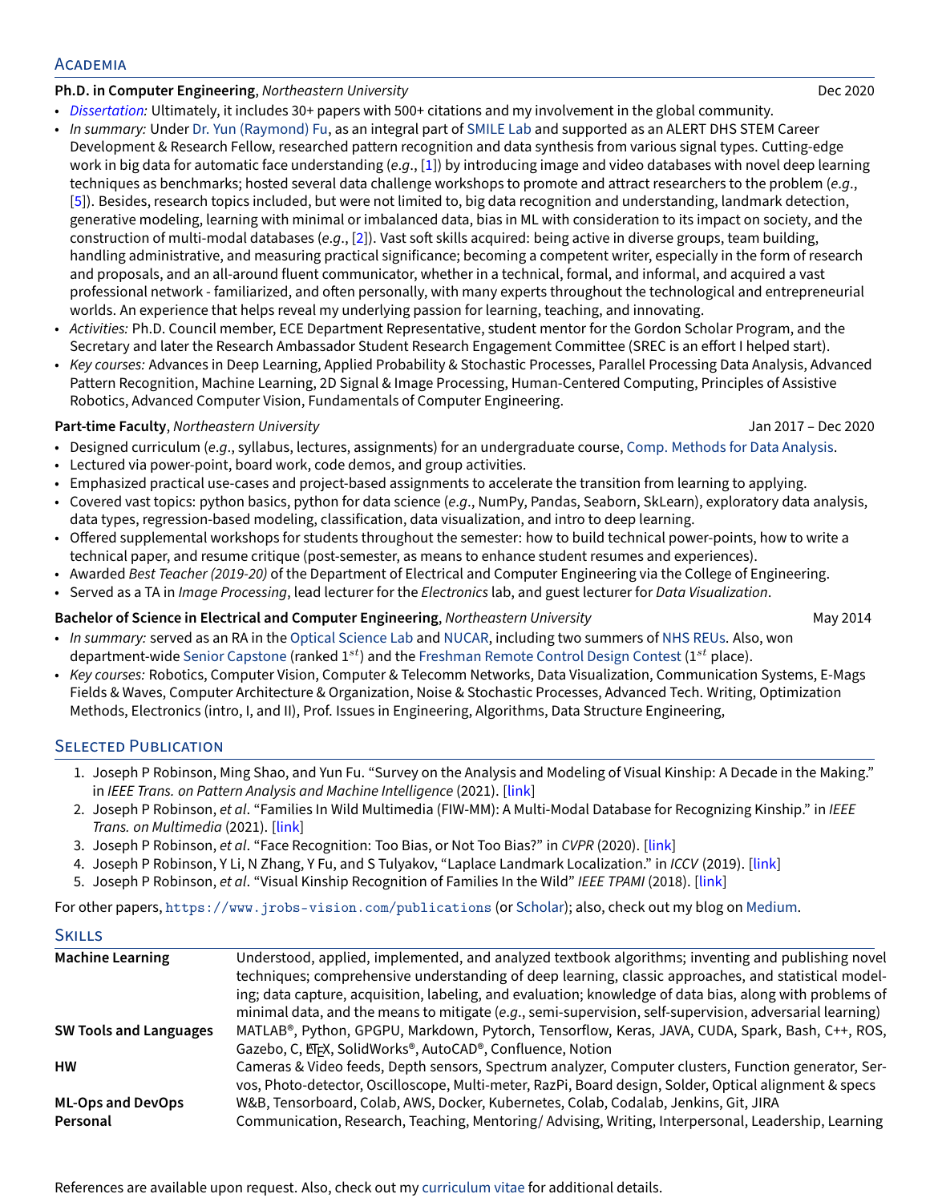## Academia

**Ph.D. in Computer Engineering**, *Northeastern University* Dec 2020

- *Dissertation:* Ultimately, it includes 30+ papers with 500+ citations and my involvement in the global community.
- *In summary:* Under Dr. Yun (Raymond) Fu, as an integral part of SMILE Lab and supported as an ALERT DHS STEM Career Development & Research Fellow, researched pattern recognition and data synthesis from various signal types. Cutting-edge work in big data for automatic face understanding (*e.g.*, [1]) by introducing image and video databases with novel deep learning techniques as benchmarks; hosted several data challenge workshops to promote and attract researchers to the problem (*e.g.*, [5]). Besides, research topics included, but were not limited to, big data recognition and understanding, landmark detection, generative modeling, learning with minimal or imbalanced data, bias in ML with consideration to its impact on society, and the construction of multi-modal databases (*e.g.*, [2]). Vast soft skills acquired: being active in diverse groups, team building, handling administrative, and measuring practical significance; becoming a competent writer, especially in the form of research and proposals, and an all-around fluent communicator, whether in a technical, formal, and informal, and acquired a vast professional network - familiarized, and often personally, with many experts throughout the technological and entrepreneurial worlds. An experience that helps reveal my underlying passion for learning, teaching, and innovating.
- *Activities:* Ph.D. Council member, ECE Department Representative, student mentor for the Gordon Scholar Program, and the Secretary and later the Research Ambassador Student Research Engagement Committee (SREC is an effort I helped start).
- *Key courses:* Advances in Deep Learning, Applied Probability & Stochastic Processes, Parallel Processing Data Analysis, Advanced Pattern Recognition, Machine Learning, 2D Signal & Image Processing, Human-Centered Computing, Principles of Assistive Robotics, Advanced Computer Vision, Fundamentals of Computer Engineering.

**Part-time Faculty**, *Northeastern University* Jan 2017 – Dec 2020

- Designed curriculum (*e.g.*, syllabus, lectures, assignments) for an undergraduate course, Comp. Methods for Data Analysis.
- Lectured via power-point, board work, code demos, and group activities.
- Emphasized practical use-cases and project-based assignments to accelerate the transition from learning to applying.
- Covered vast topics: python basics, python for data science (*e.g.*, NumPy, Pandas, Seaborn, SkLearn), exploratory data analysis, data types, regression-based modeling, classification, data visualization, and intro to deep learning.
- Offered supplemental workshops for students throughout the semester: how to build technical power-points, how to write a technical paper, and resume critique (post-semester, as means to enhance student resumes and experiences).
- Awarded *Best Teacher (2019-20)* of the Department of Electrical and Computer Engineering via the College of Engineering.
- Served as a TA in *Image Processing*, lead lecturer for the *Electronics* lab, and guest lecturer for *Data Visualization*.

**Bachelor of Science in Electrical and Computer Engineering**, *Northeastern University* May 2014

- *In summary:* served as an RA in the Optical Science Lab and NUCAR, including two summers of NHS REUs. Also, won department-wide Senior Capstone (ranked $1^{st}$) and the Freshman Remote Control Design Contest ($1^{st}$ place).
- *Key courses:* Robotics, Computer Vision, Computer & Telecomm Networks, Data Visualization, Communication Systems, E-Mags Fields & Waves, Computer Architecture & Organization, Noise & Stochastic Processes, Advanced Tech. Writing, Optimization Methods, Electronics (intro, I, and II), Prof. Issues in Engineering, Algorithms, Data Structure Engineering,

## Selected Publication

1. Joseph P Robinson, Ming Shao, and Yun Fu. "Survey on the Analysis and Modeling of Visual Kinship: A Decade in the Making." in *IEEE Trans. on Pattern Analysis and Machine Intelligence* (2021). [link]
2. Joseph P Robinson, *et al*. "Families In Wild Multimedia (FIW-MM): A Multi-Modal Database for Recognizing Kinship." in *IEEE Trans. on Multimedia* (2021). [link]
3. Joseph P Robinson, *et al*. "Face Recognition: Too Bias, or Not Too Bias?" in *CVPR* (2020). [link]
4. Joseph P Robinson, Y Li, N Zhang, Y Fu, and S Tulyakov, "Laplace Landmark Localization." in *ICCV* (2019). [link]
5. Joseph P Robinson, *et al*. "Visual Kinship Recognition of Families In the Wild" *IEEE TPAMI* (2018). [link]

For other papers, `https://www.jrobs-vision.com/publications` (or Scholar); also, check out my blog on Medium.

## Skills

| | |
|---|---|
| **Machine Learning** | Understood, applied, implemented, and analyzed textbook algorithms; inventing and publishing novel techniques; comprehensive understanding of deep learning, classic approaches, and statistical modeling; data capture, acquisition, labeling, and evaluation; knowledge of data bias, along with problems of minimal data, and the means to mitigate (*e.g.*, semi-supervision, self-supervision, adversarial learning) |
| **SW Tools and Languages** | MATLAB®, Python, GPGPU, Markdown, Pytorch, Tensorflow, Keras, JAVA, CUDA, Spark, Bash, C++, ROS, Gazebo, C, LaTeX, SolidWorks®, AutoCAD®, Confluence, Notion |
| **HW** | Cameras & Video feeds, Depth sensors, Spectrum analyzer, Computer clusters, Function generator, Servos, Photo-detector, Oscilloscope, Multi-meter, RazPi, Board design, Solder, Optical alignment & specs |
| **ML-Ops and DevOps** | W&B, Tensorboard, Colab, AWS, Docker, Kubernetes, Colab, Codalab, Jenkins, Git, JIRA |
| **Personal** | Communication, Research, Teaching, Mentoring/ Advising, Writing, Interpersonal, Leadership, Learning |

References are available upon request. Also, check out my curriculum vitae for additional details.